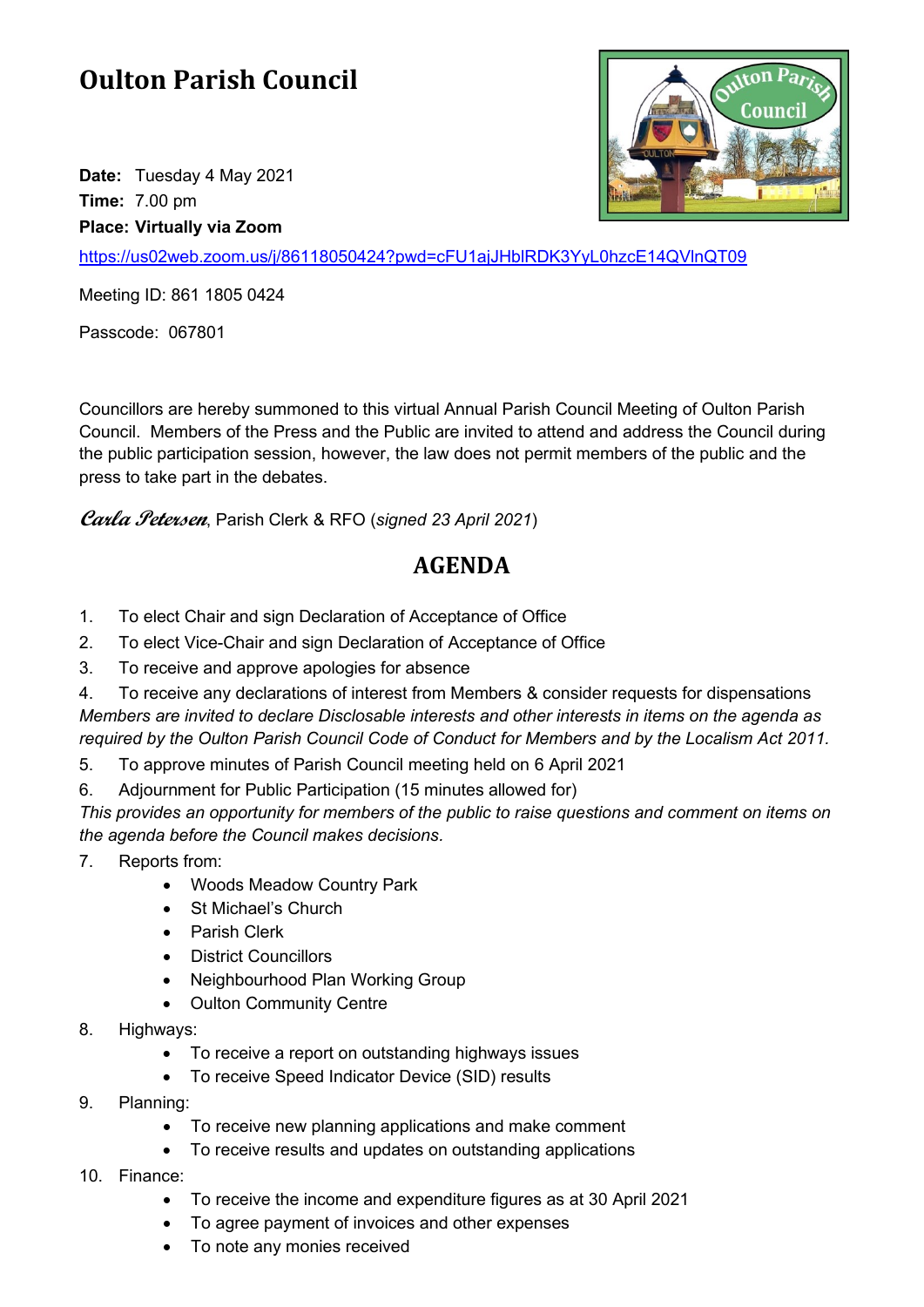# Oulton Parish Council

**Date:** Tuesday 4 May 2021
**Time:** 7.00 pm
**Place: Virtually via Zoom**

https://us02web.zoom.us/j/86118050424?pwd=cFU1ajJHblRDK3YyL0hzcE14QVlnQT09

Meeting ID: 861 1805 0424

Passcode: 067801

Councillors are hereby summoned to this virtual Annual Parish Council Meeting of Oulton Parish Council. Members of the Press and the Public are invited to attend and address the Council during the public participation session, however, the law does not permit members of the public and the press to take part in the debates.

*Carla Petersen*, Parish Clerk & RFO (*signed 23 April 2021*)

## AGENDA

1. To elect Chair and sign Declaration of Acceptance of Office
2. To elect Vice-Chair and sign Declaration of Acceptance of Office
3. To receive and approve apologies for absence
4. To receive any declarations of interest from Members & consider requests for dispensations

*Members are invited to declare Disclosable interests and other interests in items on the agenda as required by the Oulton Parish Council Code of Conduct for Members and by the Localism Act 2011.*

5. To approve minutes of Parish Council meeting held on 6 April 2021
6. Adjournment for Public Participation (15 minutes allowed for)

*This provides an opportunity for members of the public to raise questions and comment on items on the agenda before the Council makes decisions.*

7. Reports from:
    - Woods Meadow Country Park
    - St Michael's Church
    - Parish Clerk
    - District Councillors
    - Neighbourhood Plan Working Group
    - Oulton Community Centre
8. Highways:
    - To receive a report on outstanding highways issues
    - To receive Speed Indicator Device (SID) results
9. Planning:
    - To receive new planning applications and make comment
    - To receive results and updates on outstanding applications
10. Finance:
    - To receive the income and expenditure figures as at 30 April 2021
    - To agree payment of invoices and other expenses
    - To note any monies received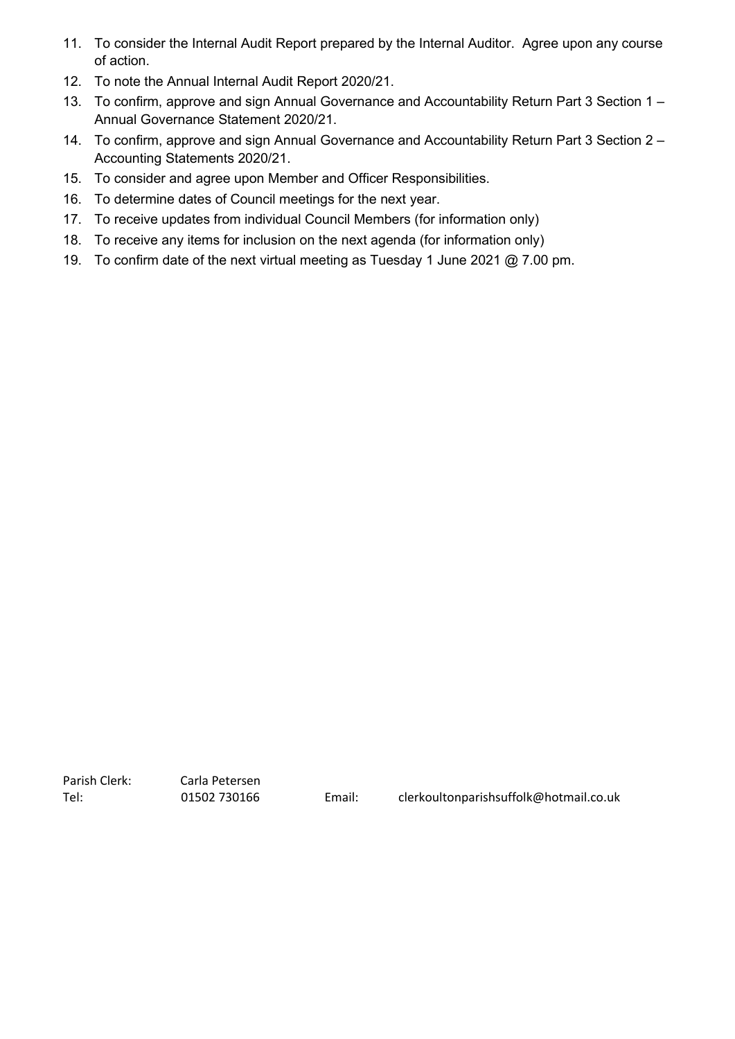11. To consider the Internal Audit Report prepared by the Internal Auditor. Agree upon any course of action.
12. To note the Annual Internal Audit Report 2020/21.
13. To confirm, approve and sign Annual Governance and Accountability Return Part 3 Section 1 – Annual Governance Statement 2020/21.
14. To confirm, approve and sign Annual Governance and Accountability Return Part 3 Section 2 – Accounting Statements 2020/21.
15. To consider and agree upon Member and Officer Responsibilities.
16. To determine dates of Council meetings for the next year.
17. To receive updates from individual Council Members (for information only)
18. To receive any items for inclusion on the next agenda (for information only)
19. To confirm date of the next virtual meeting as Tuesday 1 June 2021 @ 7.00 pm.

Parish Clerk: Carla Petersen
Tel: 01502 730166 Email: clerkoultonparishsuffolk@hotmail.co.uk